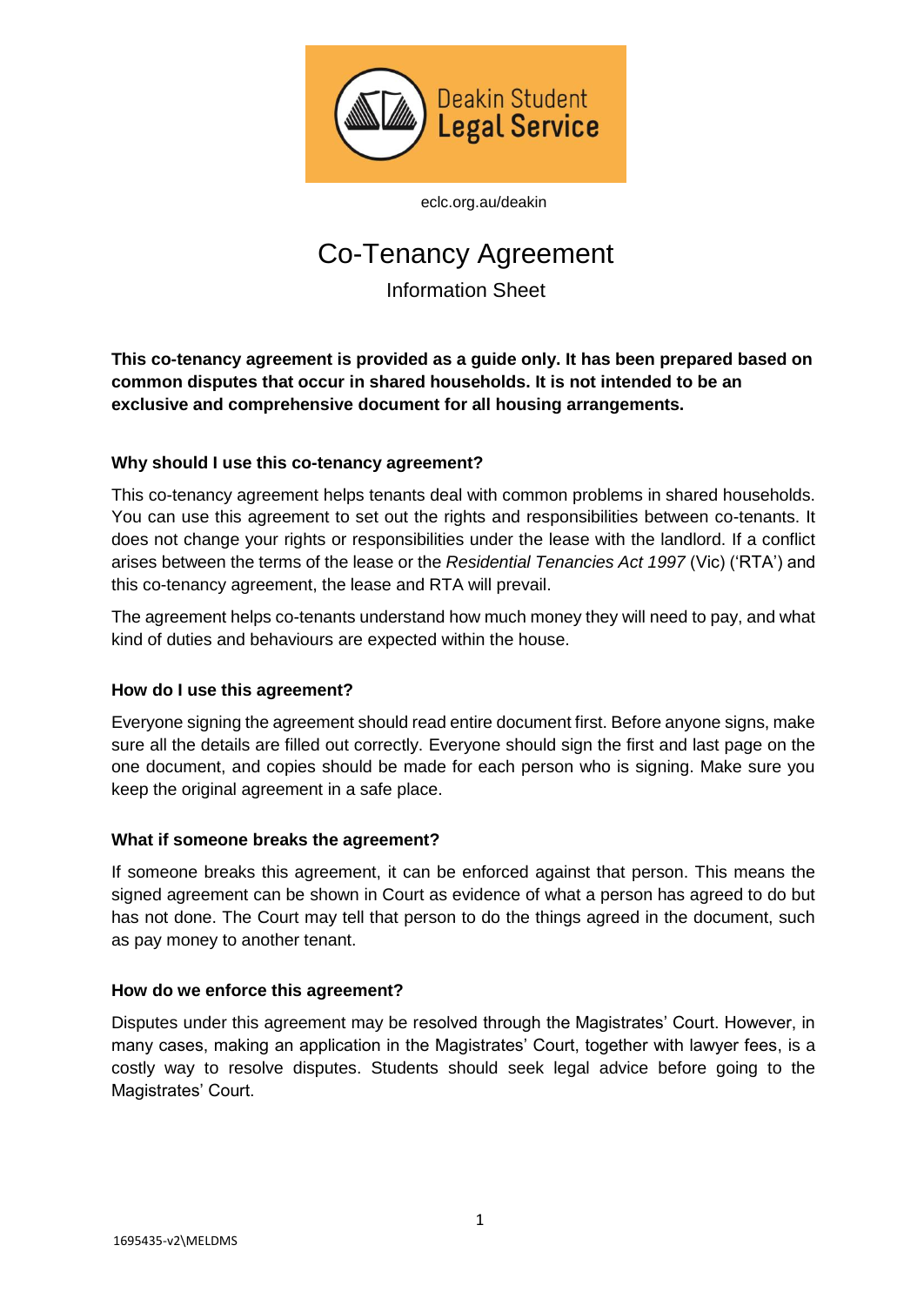Deakin Student Legal Service

eclc.org.au/deakin

# Co-Tenancy Agreement

Information Sheet

**This co-tenancy agreement is provided as a guide only. It has been prepared based on common disputes that occur in shared households. It is not intended to be an exclusive and comprehensive document for all housing arrangements.**

### Why should I use this co-tenancy agreement?

This co-tenancy agreement helps tenants deal with common problems in shared households. You can use this agreement to set out the rights and responsibilities between co-tenants. It does not change your rights or responsibilities under the lease with the landlord. If a conflict arises between the terms of the lease or the *Residential Tenancies Act 1997* (Vic) ('RTA') and this co-tenancy agreement, the lease and RTA will prevail.

The agreement helps co-tenants understand how much money they will need to pay, and what kind of duties and behaviours are expected within the house.

### How do I use this agreement?

Everyone signing the agreement should read entire document first. Before anyone signs, make sure all the details are filled out correctly. Everyone should sign the first and last page on the one document, and copies should be made for each person who is signing. Make sure you keep the original agreement in a safe place.

### What if someone breaks the agreement?

If someone breaks this agreement, it can be enforced against that person. This means the signed agreement can be shown in Court as evidence of what a person has agreed to do but has not done. The Court may tell that person to do the things agreed in the document, such as pay money to another tenant.

### How do we enforce this agreement?

Disputes under this agreement may be resolved through the Magistrates' Court. However, in many cases, making an application in the Magistrates' Court, together with lawyer fees, is a costly way to resolve disputes. Students should seek legal advice before going to the Magistrates' Court.

1695435-v2\MELDMS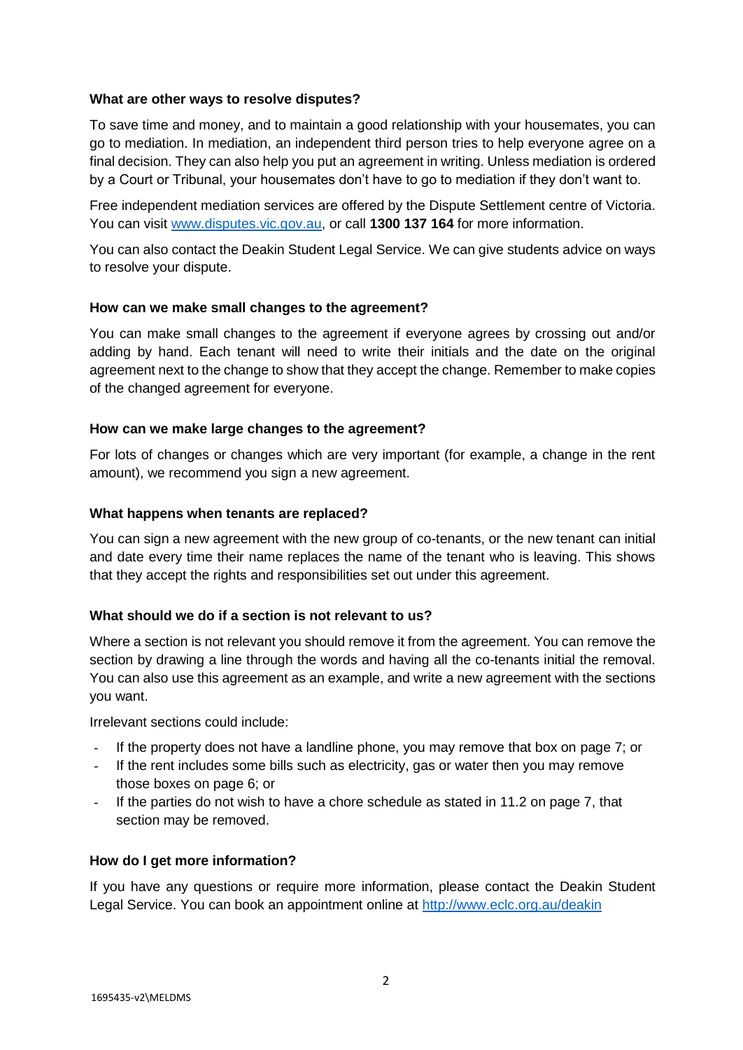**What are other ways to resolve disputes?**

To save time and money, and to maintain a good relationship with your housemates, you can go to mediation. In mediation, an independent third person tries to help everyone agree on a final decision. They can also help you put an agreement in writing. Unless mediation is ordered by a Court or Tribunal, your housemates don't have to go to mediation if they don't want to.

Free independent mediation services are offered by the Dispute Settlement centre of Victoria. You can visit [www.disputes.vic.gov.au](http://www.disputes.vic.gov.au), or call **1300 137 164** for more information.

You can also contact the Deakin Student Legal Service. We can give students advice on ways to resolve your dispute.

**How can we make small changes to the agreement?**

You can make small changes to the agreement if everyone agrees by crossing out and/or adding by hand. Each tenant will need to write their initials and the date on the original agreement next to the change to show that they accept the change. Remember to make copies of the changed agreement for everyone.

**How can we make large changes to the agreement?**

For lots of changes or changes which are very important (for example, a change in the rent amount), we recommend you sign a new agreement.

**What happens when tenants are replaced?**

You can sign a new agreement with the new group of co-tenants, or the new tenant can initial and date every time their name replaces the name of the tenant who is leaving. This shows that they accept the rights and responsibilities set out under this agreement.

**What should we do if a section is not relevant to us?**

Where a section is not relevant you should remove it from the agreement. You can remove the section by drawing a line through the words and having all the co-tenants initial the removal. You can also use this agreement as an example, and write a new agreement with the sections you want.

Irrelevant sections could include:

- If the property does not have a landline phone, you may remove that box on page 7; or
- If the rent includes some bills such as electricity, gas or water then you may remove those boxes on page 6; or
- If the parties do not wish to have a chore schedule as stated in 11.2 on page 7, that section may be removed.

**How do I get more information?**

If you have any questions or require more information, please contact the Deakin Student Legal Service. You can book an appointment online at [http://www.eclc.org.au/deakin](http://www.eclc.org.au/deakin)

1695435-v2\MELDMS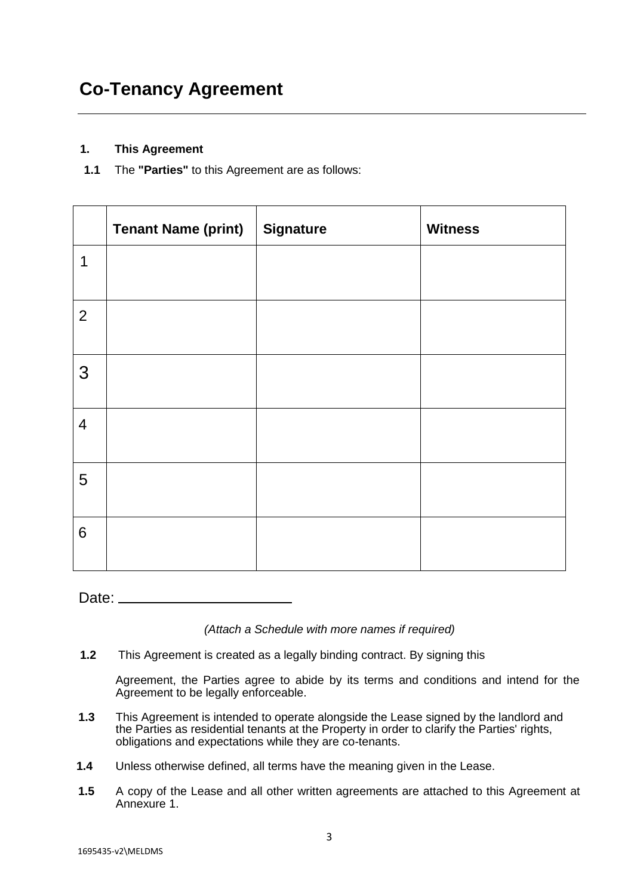# Co-Tenancy Agreement

**1. This Agreement**

**1.1** The **"Parties"** to this Agreement are as follows:

| | Tenant Name (print) | Signature | Witness |
|---|---|---|---|
| 1 | | | |
| 2 | | | |
| 3 | | | |
| 4 | | | |
| 5 | | | |
| 6 | | | |

Date: ______________________

*(Attach a Schedule with more names if required)*

**1.2** This Agreement is created as a legally binding contract. By signing this Agreement, the Parties agree to abide by its terms and conditions and intend for the Agreement to be legally enforceable.

**1.3** This Agreement is intended to operate alongside the Lease signed by the landlord and the Parties as residential tenants at the Property in order to clarify the Parties' rights, obligations and expectations while they are co-tenants.

**1.4** Unless otherwise defined, all terms have the meaning given in the Lease.

**1.5** A copy of the Lease and all other written agreements are attached to this Agreement at Annexure 1.

1695435-v2\MELDMS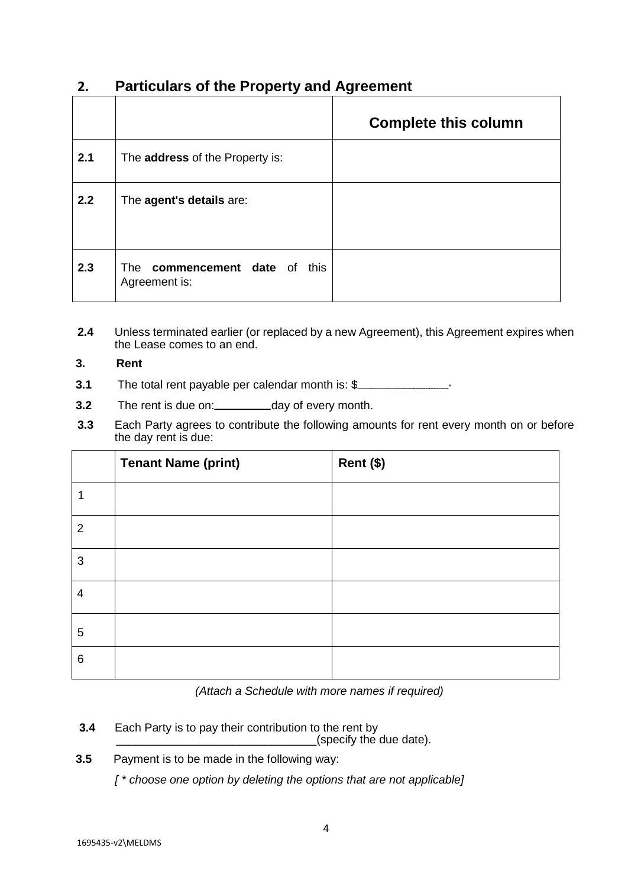## 2. Particulars of the Property and Agreement

| | | **Complete this column** |
|---|---|---|
| **2.1** | The **address** of the Property is: | |
| **2.2** | The **agent's details** are: | |
| **2.3** | The **commencement date** of this Agreement is: | |

**2.4** Unless terminated earlier (or replaced by a new Agreement), this Agreement expires when the Lease comes to an end.

### 3. Rent

**3.1** The total rent payable per calendar month is: $______________.

**3.2** The rent is due on:_________day of every month.

**3.3** Each Party agrees to contribute the following amounts for rent every month on or before the day rent is due:

| | **Tenant Name (print)** | **Rent ($)** |
|---|---|---|
| 1 | | |
| 2 | | |
| 3 | | |
| 4 | | |
| 5 | | |
| 6 | | |

*(Attach a Schedule with more names if required)*

**3.4** Each Party is to pay their contribution to the rent by _______________________________(specify the due date).

**3.5** Payment is to be made in the following way:

*[ * choose one option by deleting the options that are not applicable]*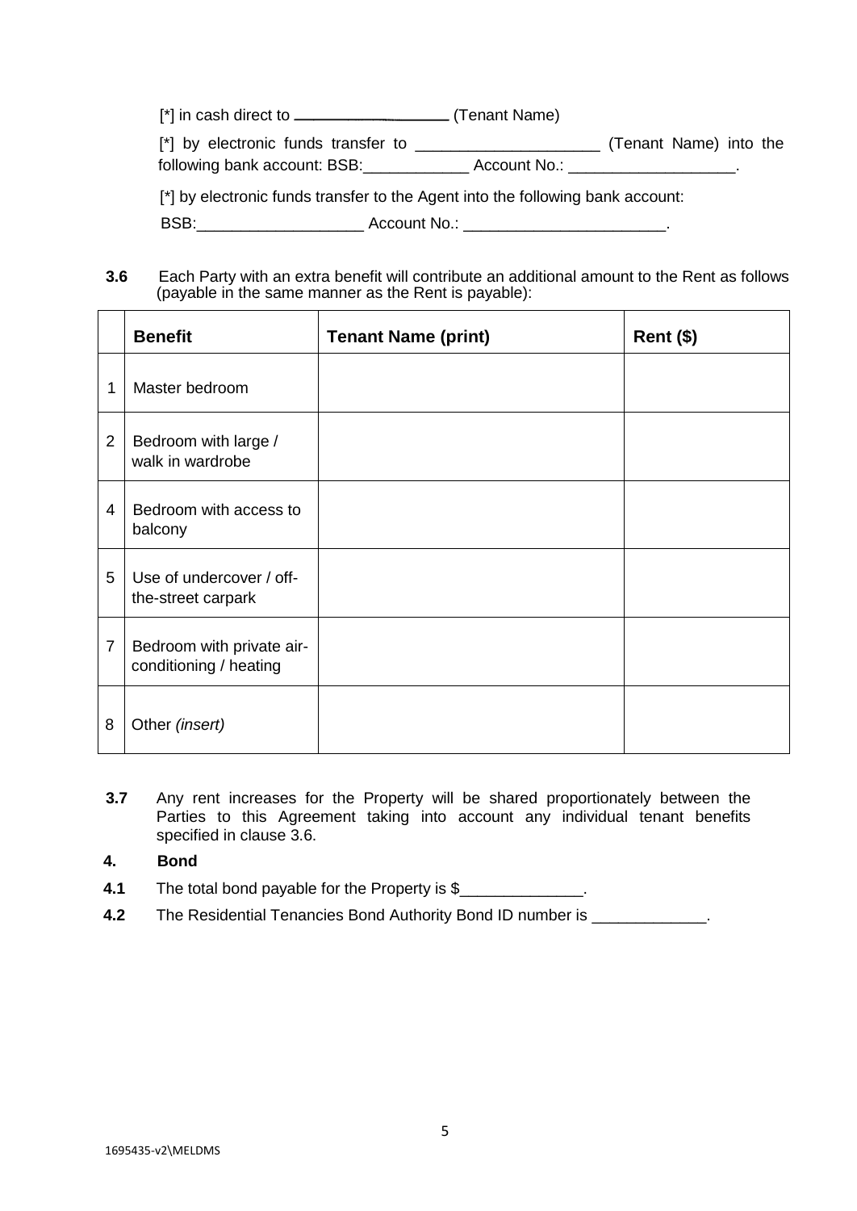[*] in cash direct to ___________________ (Tenant Name)

[*] by electronic funds transfer to _____________________ (Tenant Name) into the following bank account: BSB:____________ Account No.: ___________________.

[*] by electronic funds transfer to the Agent into the following bank account:

BSB:___________________ Account No.: _______________________.

**3.6** Each Party with an extra benefit will contribute an additional amount to the Rent as follows (payable in the same manner as the Rent is payable):

| | Benefit | Tenant Name (print) | Rent ($) |
|---|---|---|---|
| 1 | Master bedroom | | |
| 2 | Bedroom with large / walk in wardrobe | | |
| 4 | Bedroom with access to balcony | | |
| 5 | Use of undercover / off-the-street carpark | | |
| 7 | Bedroom with private air-conditioning / heating | | |
| 8 | Other *(insert)* | | |

**3.7** Any rent increases for the Property will be shared proportionately between the Parties to this Agreement taking into account any individual tenant benefits specified in clause 3.6.

## 4. Bond

**4.1** The total bond payable for the Property is $______________.

**4.2** The Residential Tenancies Bond Authority Bond ID number is _____________.

1695435-v2\MELDMS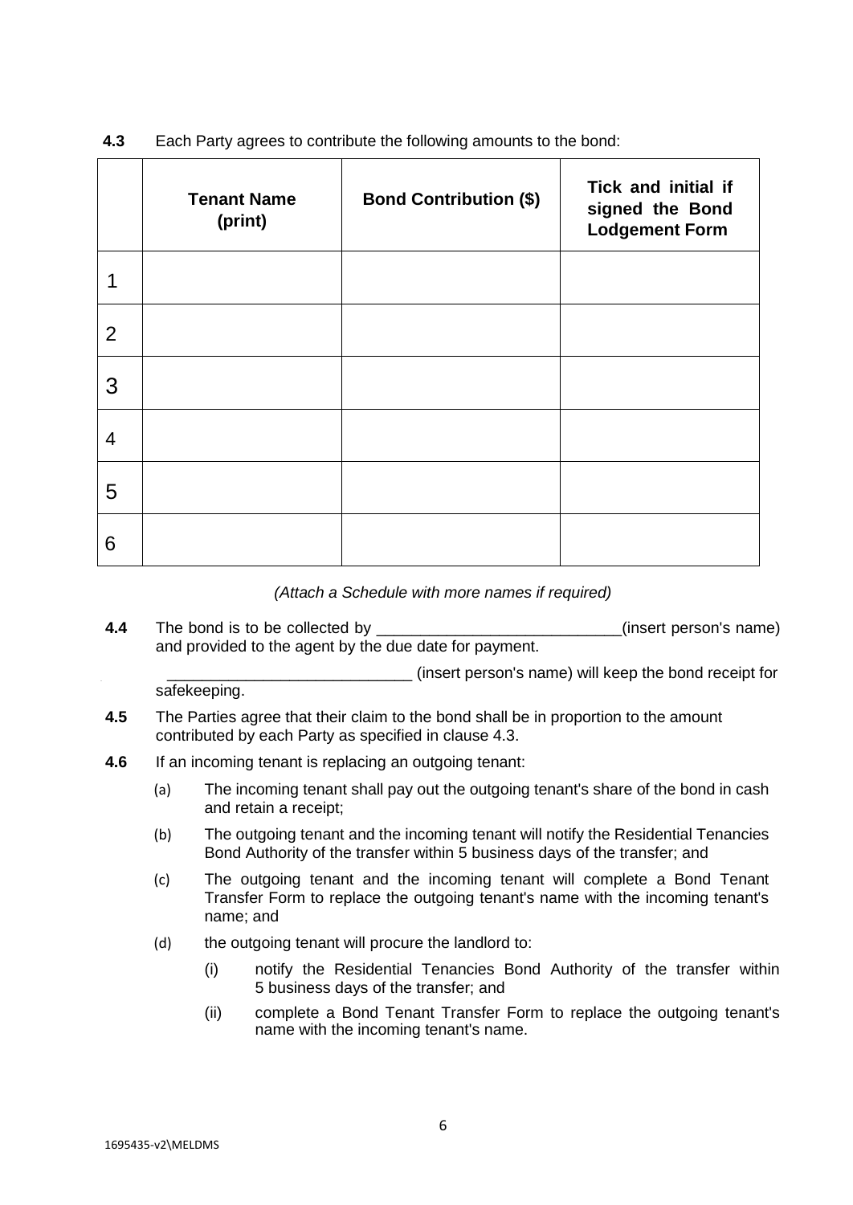**4.3** Each Party agrees to contribute the following amounts to the bond:

| | **Tenant Name (print)** | **Bond Contribution ($)** | **Tick and initial if signed the Bond Lodgement Form** |
|---|---|---|---|
| 1 | | | |
| 2 | | | |
| 3 | | | |
| 4 | | | |
| 5 | | | |
| 6 | | | |

*(Attach a Schedule with more names if required)*

**4.4** The bond is to be collected by ____________________________(insert person's name) and provided to the agent by the due date for payment.

____________________________ (insert person's name) will keep the bond receipt for safekeeping.

**4.5** The Parties agree that their claim to the bond shall be in proportion to the amount contributed by each Party as specified in clause 4.3.

**4.6** If an incoming tenant is replacing an outgoing tenant:

(a) The incoming tenant shall pay out the outgoing tenant's share of the bond in cash and retain a receipt;

(b) The outgoing tenant and the incoming tenant will notify the Residential Tenancies Bond Authority of the transfer within 5 business days of the transfer; and

(c) The outgoing tenant and the incoming tenant will complete a Bond Tenant Transfer Form to replace the outgoing tenant's name with the incoming tenant's name; and

(d) the outgoing tenant will procure the landlord to:

(i) notify the Residential Tenancies Bond Authority of the transfer within 5 business days of the transfer; and

(ii) complete a Bond Tenant Transfer Form to replace the outgoing tenant's name with the incoming tenant's name.

1695435-v2\MELDMS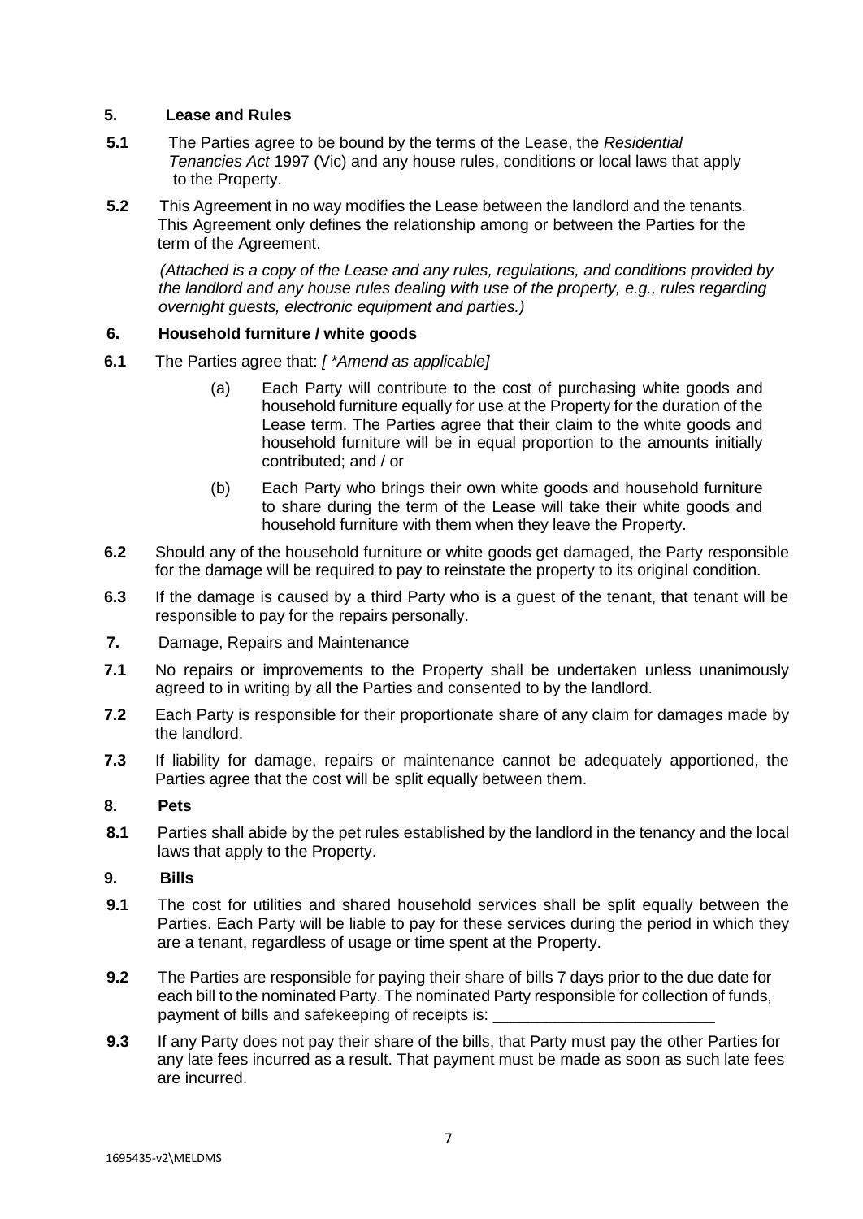## 5. Lease and Rules

**5.1** The Parties agree to be bound by the terms of the Lease, the *Residential Tenancies Act* 1997 (Vic) and any house rules, conditions or local laws that apply to the Property.

**5.2** This Agreement in no way modifies the Lease between the landlord and the tenants. This Agreement only defines the relationship among or between the Parties for the term of the Agreement.

*(Attached is a copy of the Lease and any rules, regulations, and conditions provided by the landlord and any house rules dealing with use of the property, e.g., rules regarding overnight guests, electronic equipment and parties.)*

## 6. Household furniture / white goods

**6.1** The Parties agree that: *[ *Amend as applicable]*

(a) Each Party will contribute to the cost of purchasing white goods and household furniture equally for use at the Property for the duration of the Lease term. The Parties agree that their claim to the white goods and household furniture will be in equal proportion to the amounts initially contributed; and / or

(b) Each Party who brings their own white goods and household furniture to share during the term of the Lease will take their white goods and household furniture with them when they leave the Property.

**6.2** Should any of the household furniture or white goods get damaged, the Party responsible for the damage will be required to pay to reinstate the property to its original condition.

**6.3** If the damage is caused by a third Party who is a guest of the tenant, that tenant will be responsible to pay for the repairs personally.

## 7. Damage, Repairs and Maintenance

**7.1** No repairs or improvements to the Property shall be undertaken unless unanimously agreed to in writing by all the Parties and consented to by the landlord.

**7.2** Each Party is responsible for their proportionate share of any claim for damages made by the landlord.

**7.3** If liability for damage, repairs or maintenance cannot be adequately apportioned, the Parties agree that the cost will be split equally between them.

## 8. Pets

**8.1** Parties shall abide by the pet rules established by the landlord in the tenancy and the local laws that apply to the Property.

## 9. Bills

**9.1** The cost for utilities and shared household services shall be split equally between the Parties. Each Party will be liable to pay for these services during the period in which they are a tenant, regardless of usage or time spent at the Property.

**9.2** The Parties are responsible for paying their share of bills 7 days prior to the due date for each bill to the nominated Party. The nominated Party responsible for collection of funds, payment of bills and safekeeping of receipts is: _________________________

**9.3** If any Party does not pay their share of the bills, that Party must pay the other Parties for any late fees incurred as a result. That payment must be made as soon as such late fees are incurred.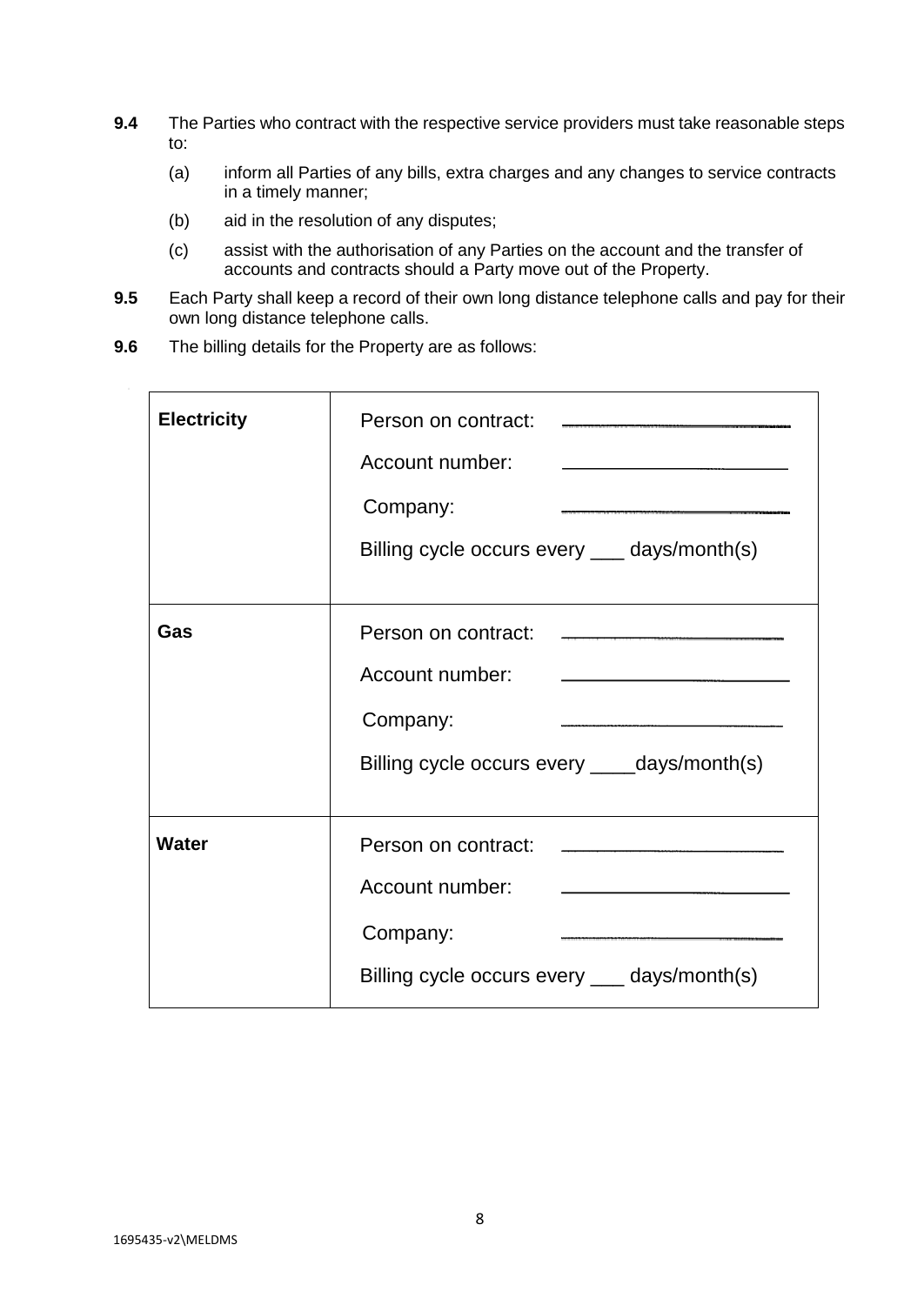**9.4** The Parties who contract with the respective service providers must take reasonable steps to:

(a) inform all Parties of any bills, extra charges and any changes to service contracts in a timely manner;

(b) aid in the resolution of any disputes;

(c) assist with the authorisation of any Parties on the account and the transfer of accounts and contracts should a Party move out of the Property.

**9.5** Each Party shall keep a record of their own long distance telephone calls and pay for their own long distance telephone calls.

**9.6** The billing details for the Property are as follows:

| | |
|---|---|
| **Electricity** | Person on contract: ______________________<br>Account number: ______________________<br>Company: ______________________<br>Billing cycle occurs every ___ days/month(s) |
| **Gas** | Person on contract: ______________________<br>Account number: ______________________<br>Company: ______________________<br>Billing cycle occurs every ____days/month(s) |
| **Water** | Person on contract: ______________________<br>Account number: ______________________<br>Company: ______________________<br>Billing cycle occurs every ___ days/month(s) |

1695435-v2\MELDMS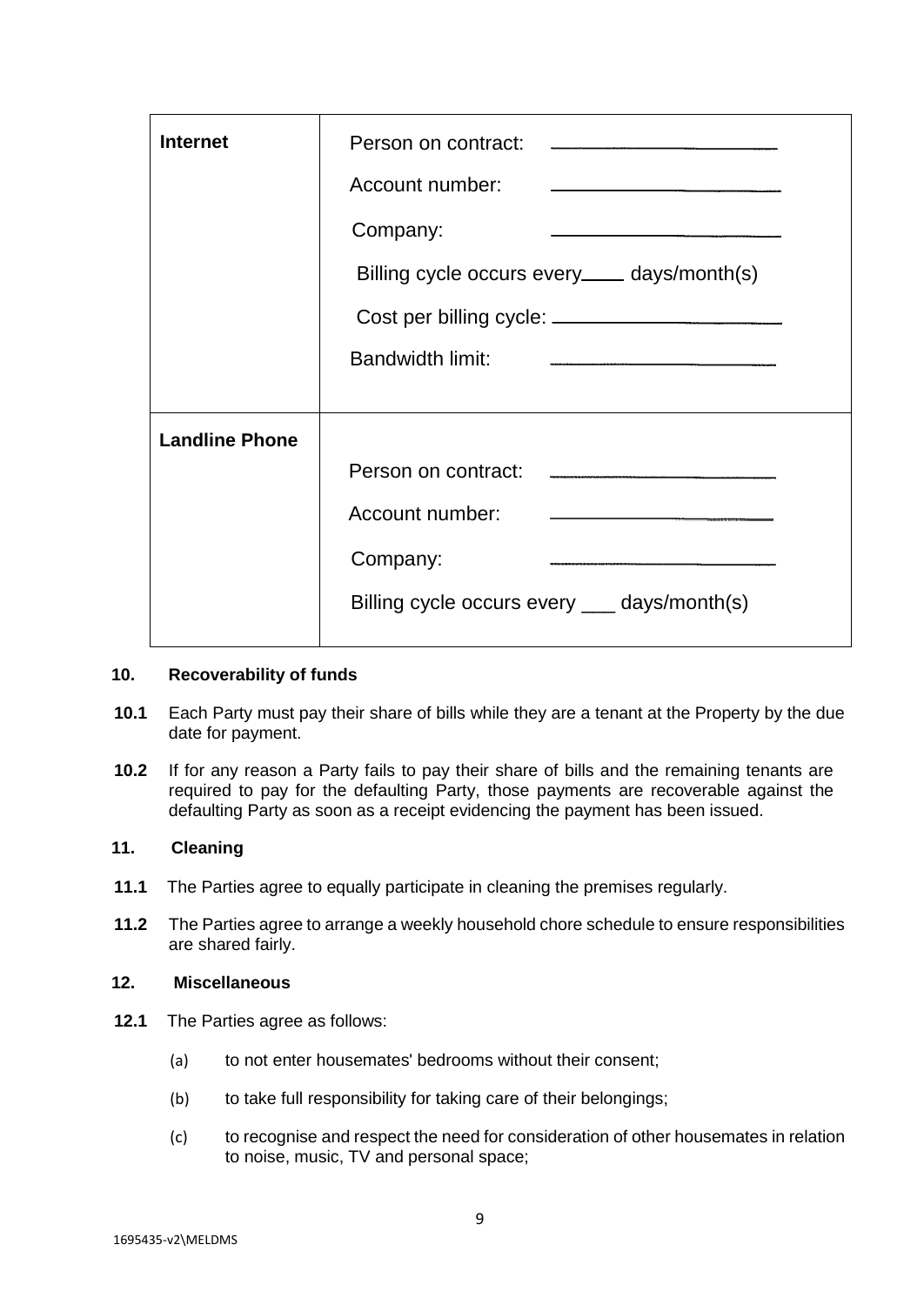| | |
|---|---|
| **Internet** | Person on contract: ______________________ <br> Account number: ______________________ <br> Company: ______________________ <br> Billing cycle occurs every____ days/month(s) <br> Cost per billing cycle: ______________________ <br> Bandwidth limit: ______________________ |
| **Landline Phone** | Person on contract: ______________________ <br> Account number: ______________________ <br> Company: ______________________ <br> Billing cycle occurs every ___ days/month(s) |

**10. Recoverability of funds**

**10.1** Each Party must pay their share of bills while they are a tenant at the Property by the due date for payment.

**10.2** If for any reason a Party fails to pay their share of bills and the remaining tenants are required to pay for the defaulting Party, those payments are recoverable against the defaulting Party as soon as a receipt evidencing the payment has been issued.

**11. Cleaning**

**11.1** The Parties agree to equally participate in cleaning the premises regularly.

**11.2** The Parties agree to arrange a weekly household chore schedule to ensure responsibilities are shared fairly.

**12. Miscellaneous**

**12.1** The Parties agree as follows:

(a) to not enter housemates' bedrooms without their consent;

(b) to take full responsibility for taking care of their belongings;

(c) to recognise and respect the need for consideration of other housemates in relation to noise, music, TV and personal space;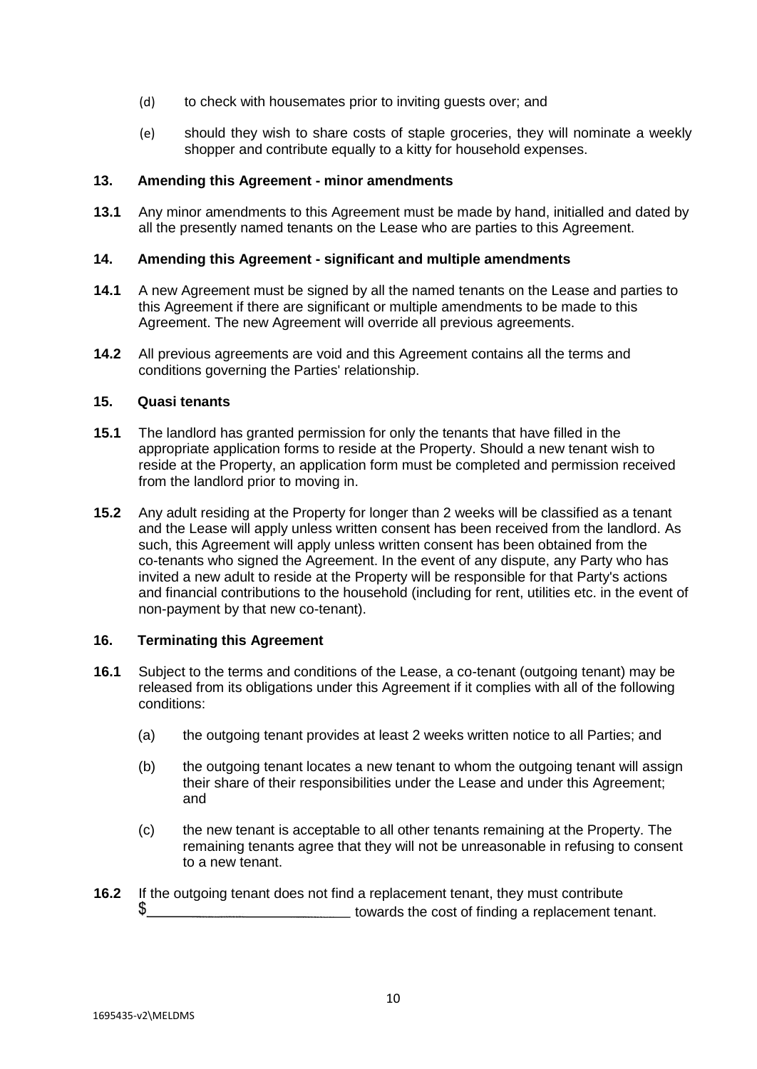(d) to check with housemates prior to inviting guests over; and

(e) should they wish to share costs of staple groceries, they will nominate a weekly shopper and contribute equally to a kitty for household expenses.

**13. Amending this Agreement - minor amendments**

**13.1** Any minor amendments to this Agreement must be made by hand, initialled and dated by all the presently named tenants on the Lease who are parties to this Agreement.

**14. Amending this Agreement - significant and multiple amendments**

**14.1** A new Agreement must be signed by all the named tenants on the Lease and parties to this Agreement if there are significant or multiple amendments to be made to this Agreement. The new Agreement will override all previous agreements.

**14.2** All previous agreements are void and this Agreement contains all the terms and conditions governing the Parties' relationship.

**15. Quasi tenants**

**15.1** The landlord has granted permission for only the tenants that have filled in the appropriate application forms to reside at the Property. Should a new tenant wish to reside at the Property, an application form must be completed and permission received from the landlord prior to moving in.

**15.2** Any adult residing at the Property for longer than 2 weeks will be classified as a tenant and the Lease will apply unless written consent has been received from the landlord. As such, this Agreement will apply unless written consent has been obtained from the co-tenants who signed the Agreement. In the event of any dispute, any Party who has invited a new adult to reside at the Property will be responsible for that Party's actions and financial contributions to the household (including for rent, utilities etc. in the event of non-payment by that new co-tenant).

**16. Terminating this Agreement**

**16.1** Subject to the terms and conditions of the Lease, a co-tenant (outgoing tenant) may be released from its obligations under this Agreement if it complies with all of the following conditions:

(a) the outgoing tenant provides at least 2 weeks written notice to all Parties; and

(b) the outgoing tenant locates a new tenant to whom the outgoing tenant will assign their share of their responsibilities under the Lease and under this Agreement; and

(c) the new tenant is acceptable to all other tenants remaining at the Property. The remaining tenants agree that they will not be unreasonable in refusing to consent to a new tenant.

**16.2** If the outgoing tenant does not find a replacement tenant, they must contribute $___________________________ towards the cost of finding a replacement tenant.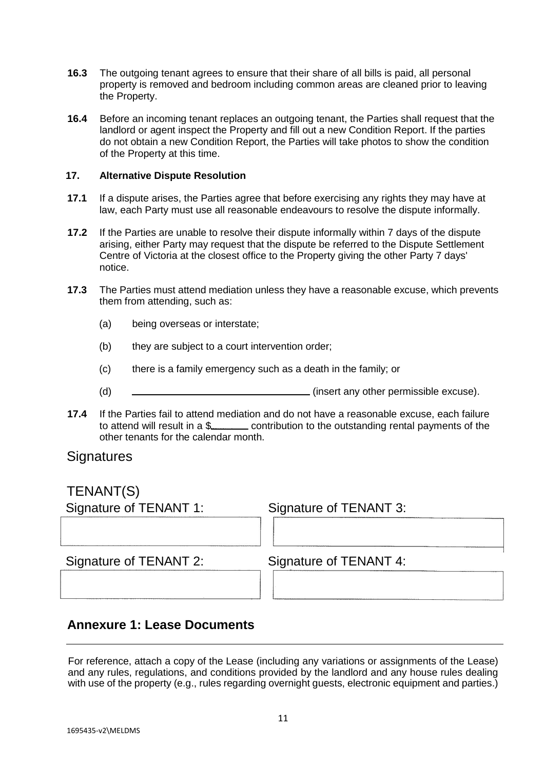**16.3** The outgoing tenant agrees to ensure that their share of all bills is paid, all personal property is removed and bedroom including common areas are cleaned prior to leaving the Property.

**16.4** Before an incoming tenant replaces an outgoing tenant, the Parties shall request that the landlord or agent inspect the Property and fill out a new Condition Report. If the parties do not obtain a new Condition Report, the Parties will take photos to show the condition of the Property at this time.

**17. Alternative Dispute Resolution**

**17.1** If a dispute arises, the Parties agree that before exercising any rights they may have at law, each Party must use all reasonable endeavours to resolve the dispute informally.

**17.2** If the Parties are unable to resolve their dispute informally within 7 days of the dispute arising, either Party may request that the dispute be referred to the Dispute Settlement Centre of Victoria at the closest office to the Property giving the other Party 7 days' notice.

**17.3** The Parties must attend mediation unless they have a reasonable excuse, which prevents them from attending, such as:

(a) being overseas or interstate;

(b) they are subject to a court intervention order;

(c) there is a family emergency such as a death in the family; or

(d) ______________________________ (insert any other permissible excuse).

**17.4** If the Parties fail to attend mediation and do not have a reasonable excuse, each failure to attend will result in a $________ contribution to the outstanding rental payments of the other tenants for the calendar month.

## Signatures

TENANT(S)

| Signature of TENANT 1: | Signature of TENANT 3: |
|---|---|
| | |
| **Signature of TENANT 2:** | **Signature of TENANT 4:** |
| | |

## Annexure 1: Lease Documents

For reference, attach a copy of the Lease (including any variations or assignments of the Lease) and any rules, regulations, and conditions provided by the landlord and any house rules dealing with use of the property (e.g., rules regarding overnight guests, electronic equipment and parties.)

1695435-v2\MELDMS